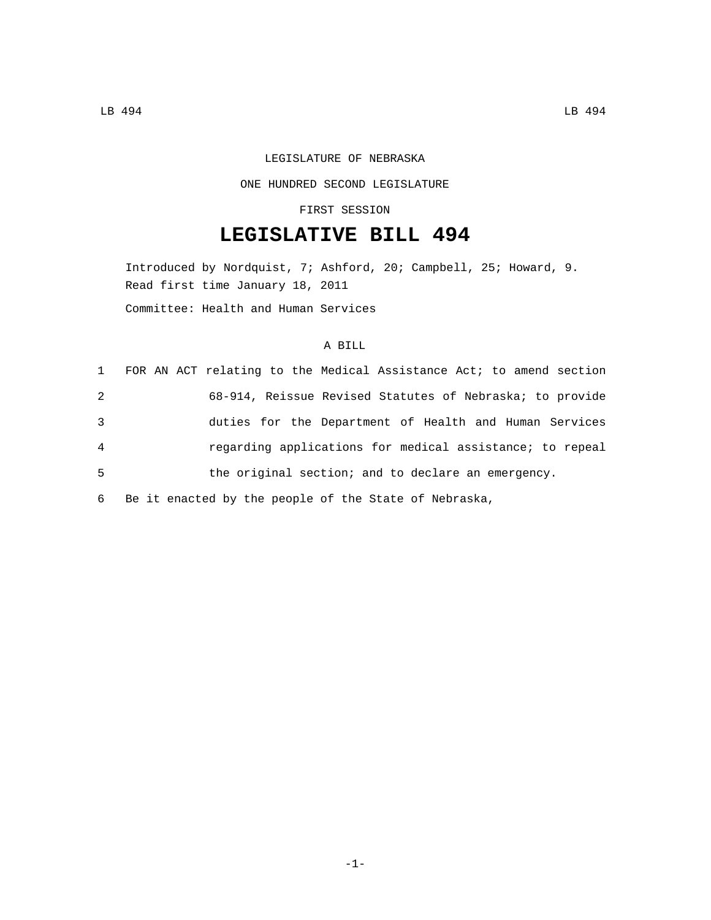LEGISLATURE OF NEBRASKA

ONE HUNDRED SECOND LEGISLATURE

FIRST SESSION

# LEGISLATIVE BILL 494

Introduced by Nordquist, 7; Ashford, 20; Campbell, 25; Howard, 9.

Read first time January 18, 2011

Committee: Health and Human Services

A BILL

1 FOR AN ACT relating to the Medical Assistance Act; to amend section
2 68-914, Reissue Revised Statutes of Nebraska; to provide
3 duties for the Department of Health and Human Services
4 regarding applications for medical assistance; to repeal
5 the original section; and to declare an emergency.
6 Be it enacted by the people of the State of Nebraska,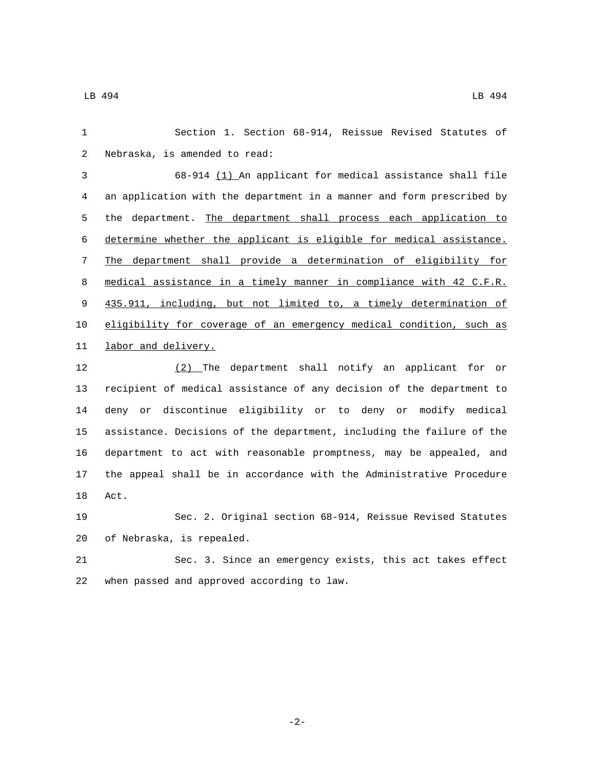Section 1. Section 68-914, Reissue Revised Statutes of Nebraska, is amended to read:

68-914 (1) An applicant for medical assistance shall file an application with the department in a manner and form prescribed by the department. The department shall process each application to determine whether the applicant is eligible for medical assistance. The department shall provide a determination of eligibility for medical assistance in a timely manner in compliance with 42 C.F.R. 435.911, including, but not limited to, a timely determination of eligibility for coverage of an emergency medical condition, such as labor and delivery.

(2) The department shall notify an applicant for or recipient of medical assistance of any decision of the department to deny or discontinue eligibility or to deny or modify medical assistance. Decisions of the department, including the failure of the department to act with reasonable promptness, may be appealed, and the appeal shall be in accordance with the Administrative Procedure Act.

Sec. 2. Original section 68-914, Reissue Revised Statutes of Nebraska, is repealed.

Sec. 3. Since an emergency exists, this act takes effect when passed and approved according to law.